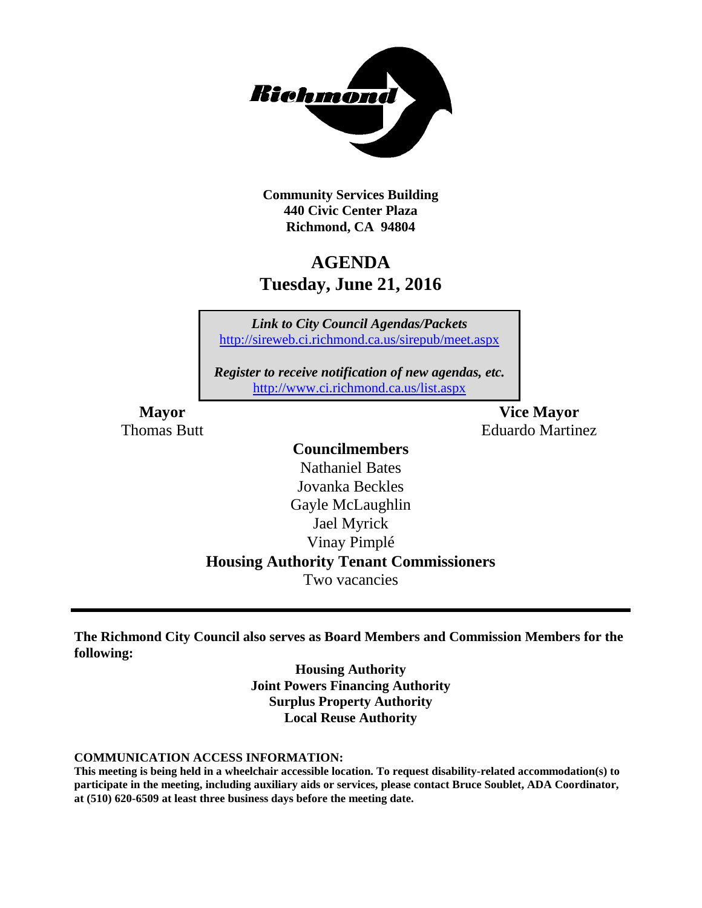**Community Services Building**
**440 Civic Center Plaza**
**Richmond, CA 94804**

# AGENDA
## Tuesday, June 21, 2016

*Link to City Council Agendas/Packets*
http://sireweb.ci.richmond.ca.us/sirepub/meet.aspx

*Register to receive notification of new agendas, etc.*
http://www.ci.richmond.ca.us/list.aspx

**Mayor**
Thomas Butt

**Vice Mayor**
Eduardo Martinez

**Councilmembers**
Nathaniel Bates
Jovanka Beckles
Gayle McLaughlin
Jael Myrick
Vinay Pimplé

**Housing Authority Tenant Commissioners**
Two vacancies

---

**The Richmond City Council also serves as Board Members and Commission Members for the following:**

**Housing Authority**
**Joint Powers Financing Authority**
**Surplus Property Authority**
**Local Reuse Authority**

**COMMUNICATION ACCESS INFORMATION:**
**This meeting is being held in a wheelchair accessible location. To request disability-related accommodation(s) to participate in the meeting, including auxiliary aids or services, please contact Bruce Soublet, ADA Coordinator, at (510) 620-6509 at least three business days before the meeting date.**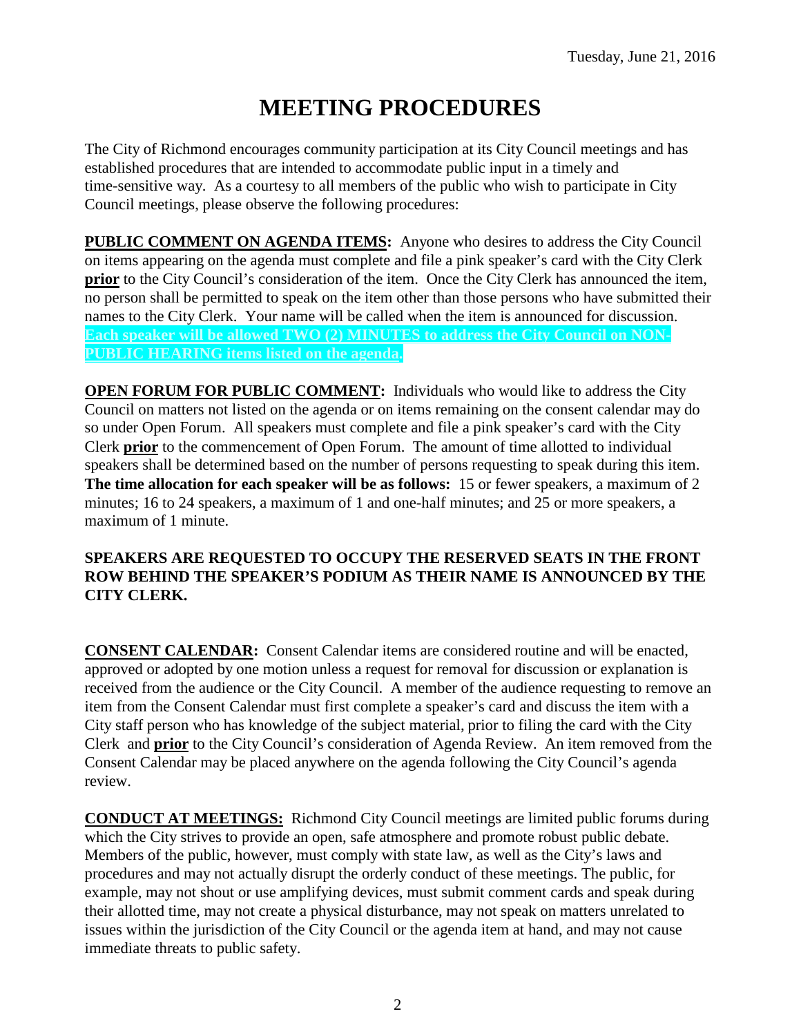# MEETING PROCEDURES

The City of Richmond encourages community participation at its City Council meetings and has established procedures that are intended to accommodate public input in a timely and time-sensitive way. As a courtesy to all members of the public who wish to participate in City Council meetings, please observe the following procedures:

**PUBLIC COMMENT ON AGENDA ITEMS:** Anyone who desires to address the City Council on items appearing on the agenda must complete and file a pink speaker's card with the City Clerk **prior** to the City Council's consideration of the item. Once the City Clerk has announced the item, no person shall be permitted to speak on the item other than those persons who have submitted their names to the City Clerk. Your name will be called when the item is announced for discussion. **Each speaker will be allowed TWO (2) MINUTES to address the City Council on NON-PUBLIC HEARING items listed on the agenda.**

**OPEN FORUM FOR PUBLIC COMMENT:** Individuals who would like to address the City Council on matters not listed on the agenda or on items remaining on the consent calendar may do so under Open Forum. All speakers must complete and file a pink speaker's card with the City Clerk **prior** to the commencement of Open Forum. The amount of time allotted to individual speakers shall be determined based on the number of persons requesting to speak during this item. **The time allocation for each speaker will be as follows:** 15 or fewer speakers, a maximum of 2 minutes; 16 to 24 speakers, a maximum of 1 and one-half minutes; and 25 or more speakers, a maximum of 1 minute.

**SPEAKERS ARE REQUESTED TO OCCUPY THE RESERVED SEATS IN THE FRONT ROW BEHIND THE SPEAKER'S PODIUM AS THEIR NAME IS ANNOUNCED BY THE CITY CLERK.**

**CONSENT CALENDAR:** Consent Calendar items are considered routine and will be enacted, approved or adopted by one motion unless a request for removal for discussion or explanation is received from the audience or the City Council. A member of the audience requesting to remove an item from the Consent Calendar must first complete a speaker's card and discuss the item with a City staff person who has knowledge of the subject material, prior to filing the card with the City Clerk and **prior** to the City Council's consideration of Agenda Review. An item removed from the Consent Calendar may be placed anywhere on the agenda following the City Council's agenda review.

**CONDUCT AT MEETINGS:** Richmond City Council meetings are limited public forums during which the City strives to provide an open, safe atmosphere and promote robust public debate. Members of the public, however, must comply with state law, as well as the City's laws and procedures and may not actually disrupt the orderly conduct of these meetings. The public, for example, may not shout or use amplifying devices, must submit comment cards and speak during their allotted time, may not create a physical disturbance, may not speak on matters unrelated to issues within the jurisdiction of the City Council or the agenda item at hand, and may not cause immediate threats to public safety.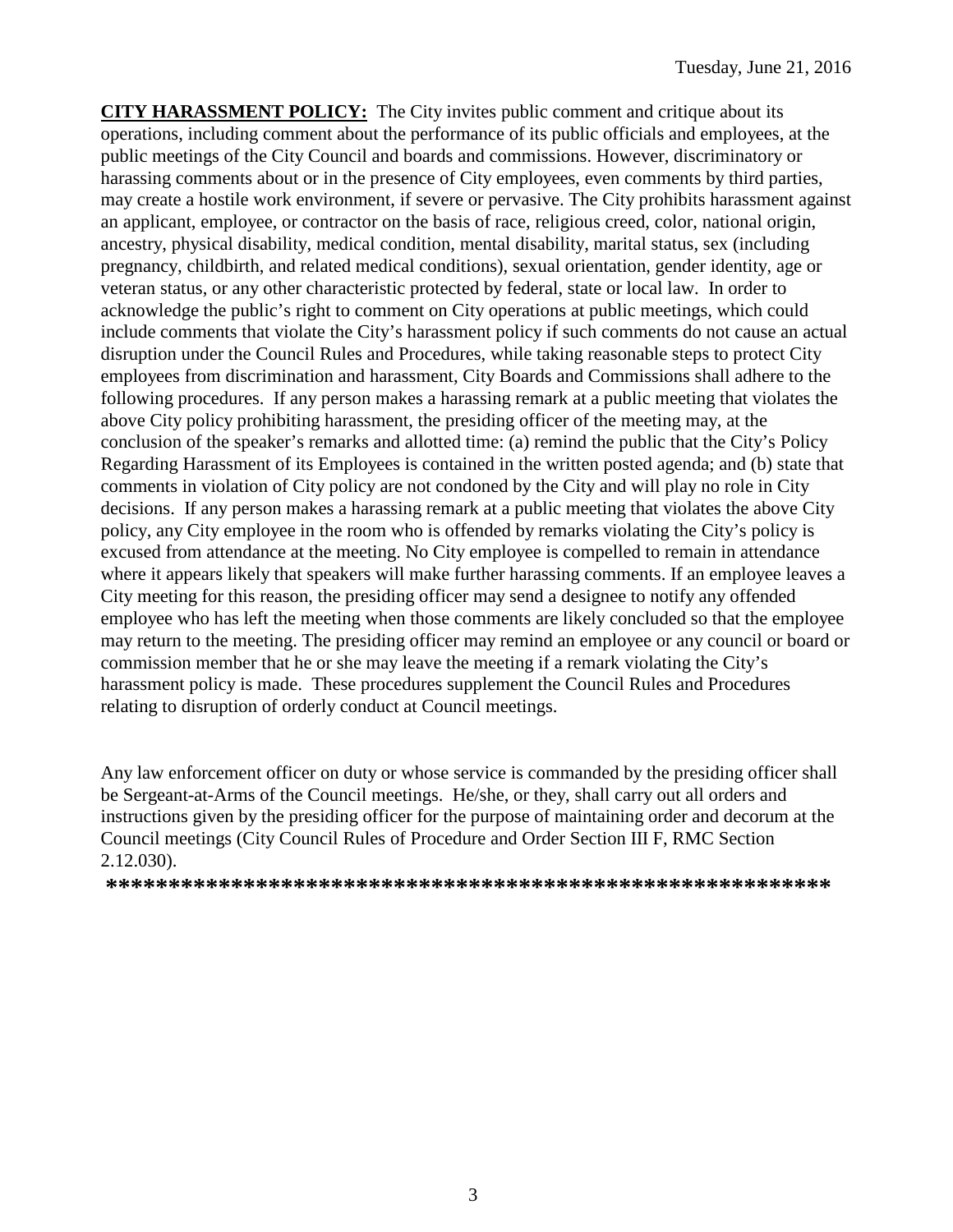**CITY HARASSMENT POLICY:** The City invites public comment and critique about its operations, including comment about the performance of its public officials and employees, at the public meetings of the City Council and boards and commissions. However, discriminatory or harassing comments about or in the presence of City employees, even comments by third parties, may create a hostile work environment, if severe or pervasive. The City prohibits harassment against an applicant, employee, or contractor on the basis of race, religious creed, color, national origin, ancestry, physical disability, medical condition, mental disability, marital status, sex (including pregnancy, childbirth, and related medical conditions), sexual orientation, gender identity, age or veteran status, or any other characteristic protected by federal, state or local law. In order to acknowledge the public's right to comment on City operations at public meetings, which could include comments that violate the City's harassment policy if such comments do not cause an actual disruption under the Council Rules and Procedures, while taking reasonable steps to protect City employees from discrimination and harassment, City Boards and Commissions shall adhere to the following procedures. If any person makes a harassing remark at a public meeting that violates the above City policy prohibiting harassment, the presiding officer of the meeting may, at the conclusion of the speaker's remarks and allotted time: (a) remind the public that the City's Policy Regarding Harassment of its Employees is contained in the written posted agenda; and (b) state that comments in violation of City policy are not condoned by the City and will play no role in City decisions. If any person makes a harassing remark at a public meeting that violates the above City policy, any City employee in the room who is offended by remarks violating the City's policy is excused from attendance at the meeting. No City employee is compelled to remain in attendance where it appears likely that speakers will make further harassing comments. If an employee leaves a City meeting for this reason, the presiding officer may send a designee to notify any offended employee who has left the meeting when those comments are likely concluded so that the employee may return to the meeting. The presiding officer may remind an employee or any council or board or commission member that he or she may leave the meeting if a remark violating the City's harassment policy is made. These procedures supplement the Council Rules and Procedures relating to disruption of orderly conduct at Council meetings.

Any law enforcement officer on duty or whose service is commanded by the presiding officer shall be Sergeant-at-Arms of the Council meetings. He/she, or they, shall carry out all orders and instructions given by the presiding officer for the purpose of maintaining order and decorum at the Council meetings (City Council Rules of Procedure and Order Section III F, RMC Section 2.12.030).

**\*\*\*\*\*\*\*\*\*\*\*\*\*\*\*\*\*\*\*\*\*\*\*\*\*\*\*\*\*\*\*\*\*\*\*\*\*\*\*\*\*\*\*\*\*\*\*\*\*\*\*\*\*\*\*\*\*\*\***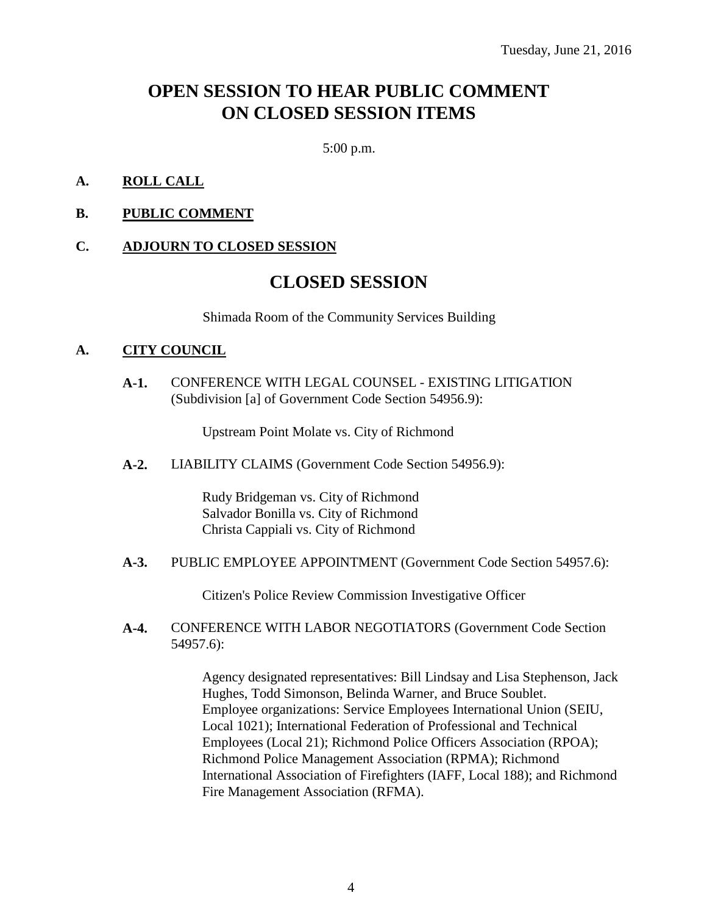Tuesday, June 21, 2016

# OPEN SESSION TO HEAR PUBLIC COMMENT ON CLOSED SESSION ITEMS

5:00 p.m.

**A. ROLL CALL**

**B. PUBLIC COMMENT**

**C. ADJOURN TO CLOSED SESSION**

# CLOSED SESSION

Shimada Room of the Community Services Building

**A. CITY COUNCIL**

**A-1.** CONFERENCE WITH LEGAL COUNSEL - EXISTING LITIGATION (Subdivision [a] of Government Code Section 54956.9):

Upstream Point Molate vs. City of Richmond

**A-2.** LIABILITY CLAIMS (Government Code Section 54956.9):

Rudy Bridgeman vs. City of Richmond
Salvador Bonilla vs. City of Richmond
Christa Cappiali vs. City of Richmond

**A-3.** PUBLIC EMPLOYEE APPOINTMENT (Government Code Section 54957.6):

Citizen's Police Review Commission Investigative Officer

**A-4.** CONFERENCE WITH LABOR NEGOTIATORS (Government Code Section 54957.6):

Agency designated representatives: Bill Lindsay and Lisa Stephenson, Jack Hughes, Todd Simonson, Belinda Warner, and Bruce Soublet.
Employee organizations: Service Employees International Union (SEIU, Local 1021); International Federation of Professional and Technical Employees (Local 21); Richmond Police Officers Association (RPOA); Richmond Police Management Association (RPMA); Richmond International Association of Firefighters (IAFF, Local 188); and Richmond Fire Management Association (RFMA).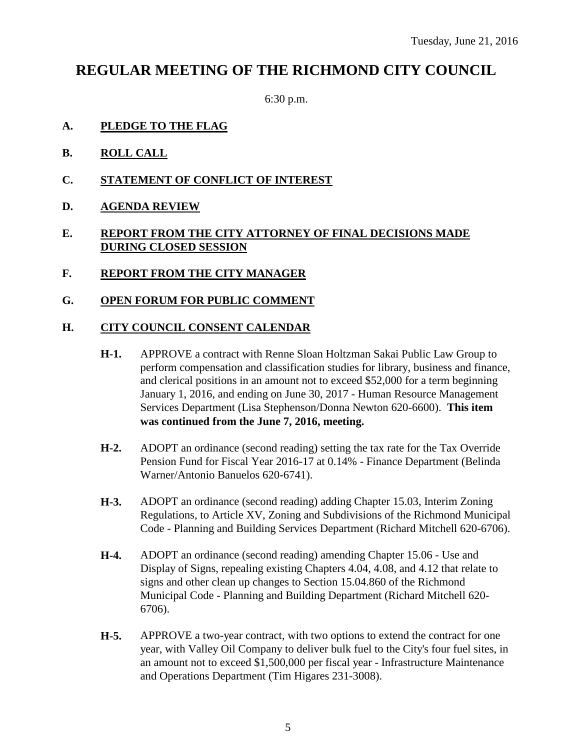Tuesday, June 21, 2016

# REGULAR MEETING OF THE RICHMOND CITY COUNCIL

6:30 p.m.

**A. PLEDGE TO THE FLAG**

**B. ROLL CALL**

**C. STATEMENT OF CONFLICT OF INTEREST**

**D. AGENDA REVIEW**

**E. REPORT FROM THE CITY ATTORNEY OF FINAL DECISIONS MADE DURING CLOSED SESSION**

**F. REPORT FROM THE CITY MANAGER**

**G. OPEN FORUM FOR PUBLIC COMMENT**

**H. CITY COUNCIL CONSENT CALENDAR**

**H-1.** APPROVE a contract with Renne Sloan Holtzman Sakai Public Law Group to perform compensation and classification studies for library, business and finance, and clerical positions in an amount not to exceed $52,000 for a term beginning January 1, 2016, and ending on June 30, 2017 - Human Resource Management Services Department (Lisa Stephenson/Donna Newton 620-6600). **This item was continued from the June 7, 2016, meeting.**

**H-2.** ADOPT an ordinance (second reading) setting the tax rate for the Tax Override Pension Fund for Fiscal Year 2016-17 at 0.14% - Finance Department (Belinda Warner/Antonio Banuelos 620-6741).

**H-3.** ADOPT an ordinance (second reading) adding Chapter 15.03, Interim Zoning Regulations, to Article XV, Zoning and Subdivisions of the Richmond Municipal Code - Planning and Building Services Department (Richard Mitchell 620-6706).

**H-4.** ADOPT an ordinance (second reading) amending Chapter 15.06 - Use and Display of Signs, repealing existing Chapters 4.04, 4.08, and 4.12 that relate to signs and other clean up changes to Section 15.04.860 of the Richmond Municipal Code - Planning and Building Department (Richard Mitchell 620-6706).

**H-5.** APPROVE a two-year contract, with two options to extend the contract for one year, with Valley Oil Company to deliver bulk fuel to the City's four fuel sites, in an amount not to exceed $1,500,000 per fiscal year - Infrastructure Maintenance and Operations Department (Tim Higares 231-3008).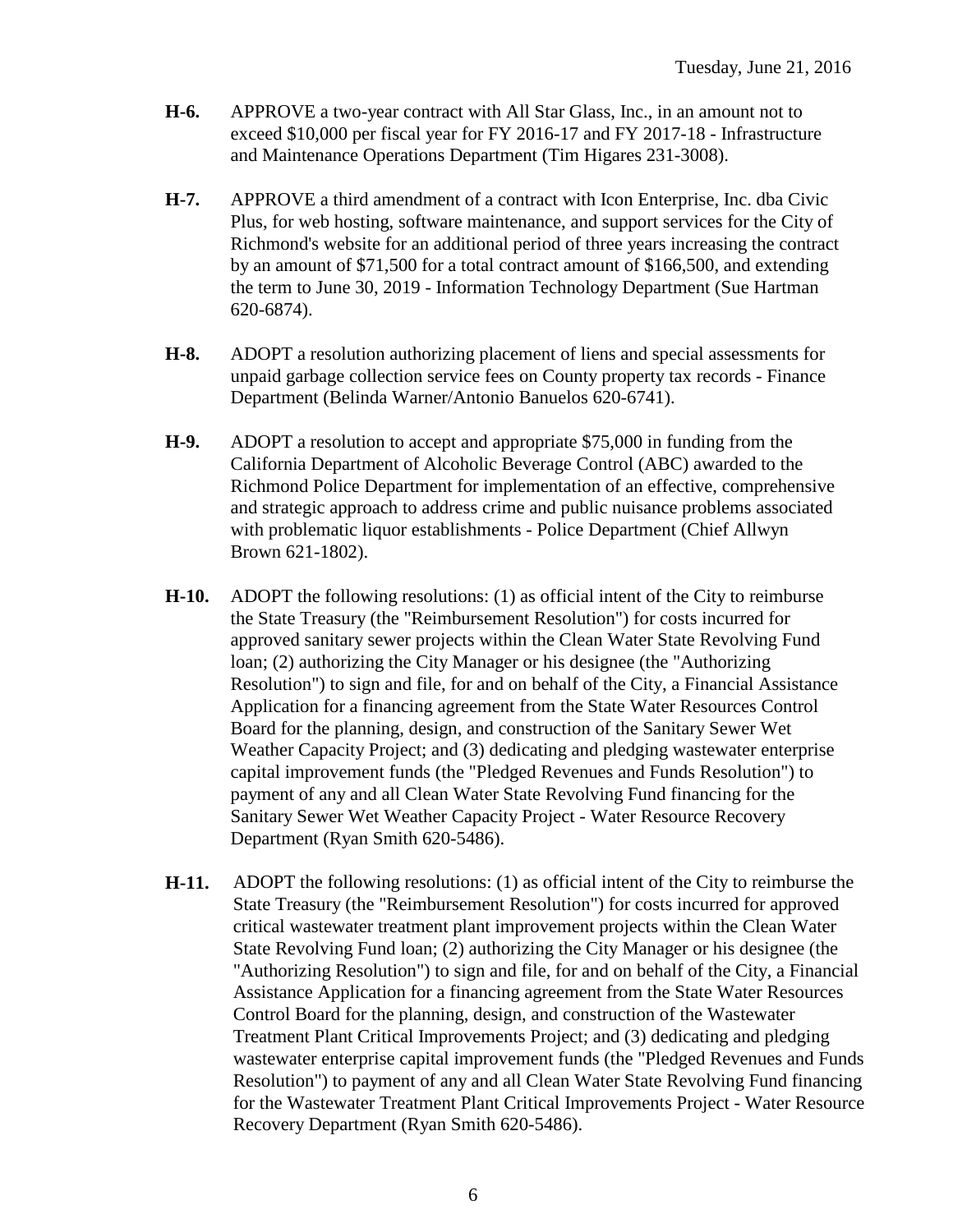**H-6.** APPROVE a two-year contract with All Star Glass, Inc., in an amount not to exceed $10,000 per fiscal year for FY 2016-17 and FY 2017-18 - Infrastructure and Maintenance Operations Department (Tim Higares 231-3008).

**H-7.** APPROVE a third amendment of a contract with Icon Enterprise, Inc. dba Civic Plus, for web hosting, software maintenance, and support services for the City of Richmond's website for an additional period of three years increasing the contract by an amount of $71,500 for a total contract amount of $166,500, and extending the term to June 30, 2019 - Information Technology Department (Sue Hartman 620-6874).

**H-8.** ADOPT a resolution authorizing placement of liens and special assessments for unpaid garbage collection service fees on County property tax records - Finance Department (Belinda Warner/Antonio Banuelos 620-6741).

**H-9.** ADOPT a resolution to accept and appropriate $75,000 in funding from the California Department of Alcoholic Beverage Control (ABC) awarded to the Richmond Police Department for implementation of an effective, comprehensive and strategic approach to address crime and public nuisance problems associated with problematic liquor establishments - Police Department (Chief Allwyn Brown 621-1802).

**H-10.** ADOPT the following resolutions: (1) as official intent of the City to reimburse the State Treasury (the "Reimbursement Resolution") for costs incurred for approved sanitary sewer projects within the Clean Water State Revolving Fund loan; (2) authorizing the City Manager or his designee (the "Authorizing Resolution") to sign and file, for and on behalf of the City, a Financial Assistance Application for a financing agreement from the State Water Resources Control Board for the planning, design, and construction of the Sanitary Sewer Wet Weather Capacity Project; and (3) dedicating and pledging wastewater enterprise capital improvement funds (the "Pledged Revenues and Funds Resolution") to payment of any and all Clean Water State Revolving Fund financing for the Sanitary Sewer Wet Weather Capacity Project - Water Resource Recovery Department (Ryan Smith 620-5486).

**H-11.** ADOPT the following resolutions: (1) as official intent of the City to reimburse the State Treasury (the "Reimbursement Resolution") for costs incurred for approved critical wastewater treatment plant improvement projects within the Clean Water State Revolving Fund loan; (2) authorizing the City Manager or his designee (the "Authorizing Resolution") to sign and file, for and on behalf of the City, a Financial Assistance Application for a financing agreement from the State Water Resources Control Board for the planning, design, and construction of the Wastewater Treatment Plant Critical Improvements Project; and (3) dedicating and pledging wastewater enterprise capital improvement funds (the "Pledged Revenues and Funds Resolution") to payment of any and all Clean Water State Revolving Fund financing for the Wastewater Treatment Plant Critical Improvements Project - Water Resource Recovery Department (Ryan Smith 620-5486).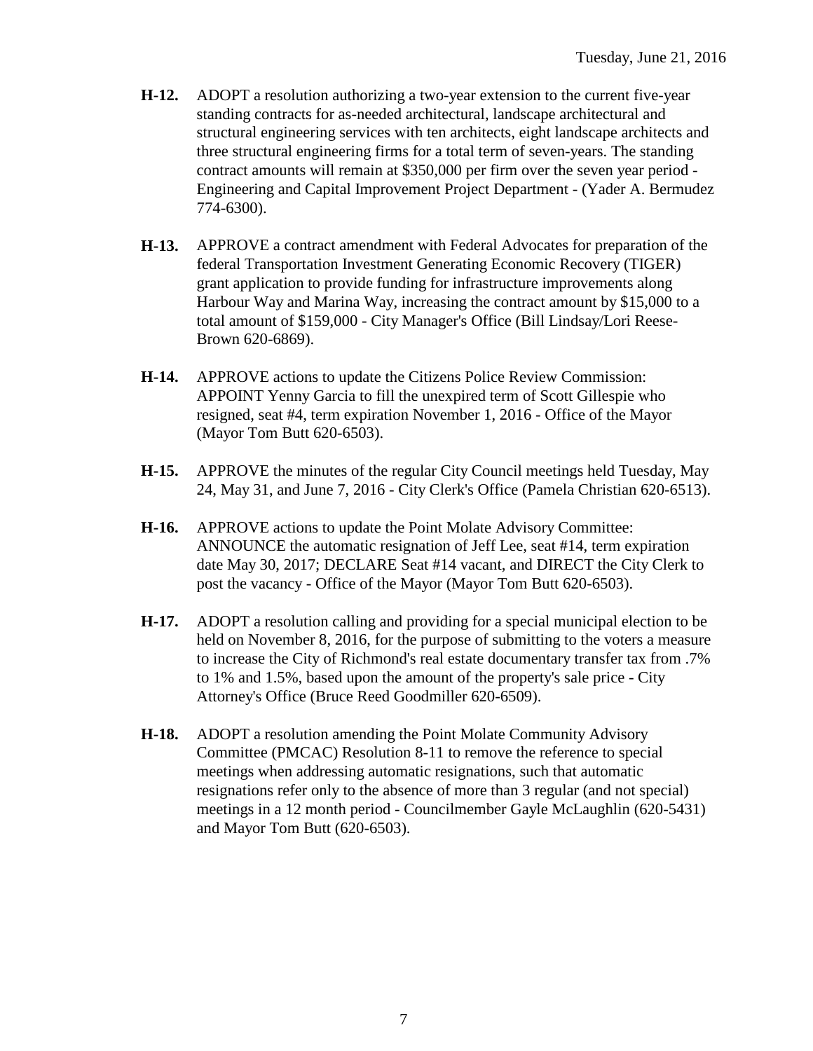**H-12.** ADOPT a resolution authorizing a two-year extension to the current five-year standing contracts for as-needed architectural, landscape architectural and structural engineering services with ten architects, eight landscape architects and three structural engineering firms for a total term of seven-years. The standing contract amounts will remain at $350,000 per firm over the seven year period - Engineering and Capital Improvement Project Department - (Yader A. Bermudez 774-6300).

**H-13.** APPROVE a contract amendment with Federal Advocates for preparation of the federal Transportation Investment Generating Economic Recovery (TIGER) grant application to provide funding for infrastructure improvements along Harbour Way and Marina Way, increasing the contract amount by $15,000 to a total amount of $159,000 - City Manager's Office (Bill Lindsay/Lori Reese-Brown 620-6869).

**H-14.** APPROVE actions to update the Citizens Police Review Commission: APPOINT Yenny Garcia to fill the unexpired term of Scott Gillespie who resigned, seat #4, term expiration November 1, 2016 - Office of the Mayor (Mayor Tom Butt 620-6503).

**H-15.** APPROVE the minutes of the regular City Council meetings held Tuesday, May 24, May 31, and June 7, 2016 - City Clerk's Office (Pamela Christian 620-6513).

**H-16.** APPROVE actions to update the Point Molate Advisory Committee: ANNOUNCE the automatic resignation of Jeff Lee, seat #14, term expiration date May 30, 2017; DECLARE Seat #14 vacant, and DIRECT the City Clerk to post the vacancy - Office of the Mayor (Mayor Tom Butt 620-6503).

**H-17.** ADOPT a resolution calling and providing for a special municipal election to be held on November 8, 2016, for the purpose of submitting to the voters a measure to increase the City of Richmond's real estate documentary transfer tax from .7% to 1% and 1.5%, based upon the amount of the property's sale price - City Attorney's Office (Bruce Reed Goodmiller 620-6509).

**H-18.** ADOPT a resolution amending the Point Molate Community Advisory Committee (PMCAC) Resolution 8-11 to remove the reference to special meetings when addressing automatic resignations, such that automatic resignations refer only to the absence of more than 3 regular (and not special) meetings in a 12 month period - Councilmember Gayle McLaughlin (620-5431) and Mayor Tom Butt (620-6503).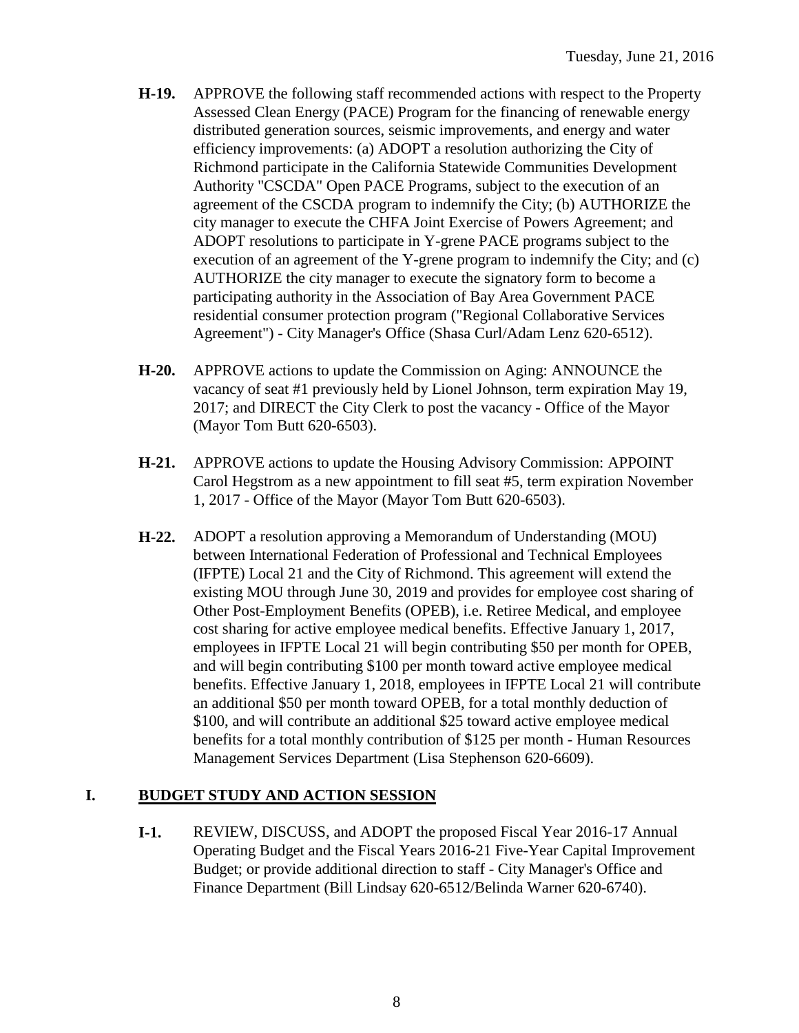**H-19.** APPROVE the following staff recommended actions with respect to the Property Assessed Clean Energy (PACE) Program for the financing of renewable energy distributed generation sources, seismic improvements, and energy and water efficiency improvements: (a) ADOPT a resolution authorizing the City of Richmond participate in the California Statewide Communities Development Authority "CSCDA" Open PACE Programs, subject to the execution of an agreement of the CSCDA program to indemnify the City; (b) AUTHORIZE the city manager to execute the CHFA Joint Exercise of Powers Agreement; and ADOPT resolutions to participate in Y-grene PACE programs subject to the execution of an agreement of the Y-grene program to indemnify the City; and (c) AUTHORIZE the city manager to execute the signatory form to become a participating authority in the Association of Bay Area Government PACE residential consumer protection program ("Regional Collaborative Services Agreement") - City Manager's Office (Shasa Curl/Adam Lenz 620-6512).

**H-20.** APPROVE actions to update the Commission on Aging: ANNOUNCE the vacancy of seat #1 previously held by Lionel Johnson, term expiration May 19, 2017; and DIRECT the City Clerk to post the vacancy - Office of the Mayor (Mayor Tom Butt 620-6503).

**H-21.** APPROVE actions to update the Housing Advisory Commission: APPOINT Carol Hegstrom as a new appointment to fill seat #5, term expiration November 1, 2017 - Office of the Mayor (Mayor Tom Butt 620-6503).

**H-22.** ADOPT a resolution approving a Memorandum of Understanding (MOU) between International Federation of Professional and Technical Employees (IFPTE) Local 21 and the City of Richmond. This agreement will extend the existing MOU through June 30, 2019 and provides for employee cost sharing of Other Post-Employment Benefits (OPEB), i.e. Retiree Medical, and employee cost sharing for active employee medical benefits. Effective January 1, 2017, employees in IFPTE Local 21 will begin contributing $50 per month for OPEB, and will begin contributing $100 per month toward active employee medical benefits. Effective January 1, 2018, employees in IFPTE Local 21 will contribute an additional $50 per month toward OPEB, for a total monthly deduction of $100, and will contribute an additional $25 toward active employee medical benefits for a total monthly contribution of $125 per month - Human Resources Management Services Department (Lisa Stephenson 620-6609).

## I. BUDGET STUDY AND ACTION SESSION

**I-1.** REVIEW, DISCUSS, and ADOPT the proposed Fiscal Year 2016-17 Annual Operating Budget and the Fiscal Years 2016-21 Five-Year Capital Improvement Budget; or provide additional direction to staff - City Manager's Office and Finance Department (Bill Lindsay 620-6512/Belinda Warner 620-6740).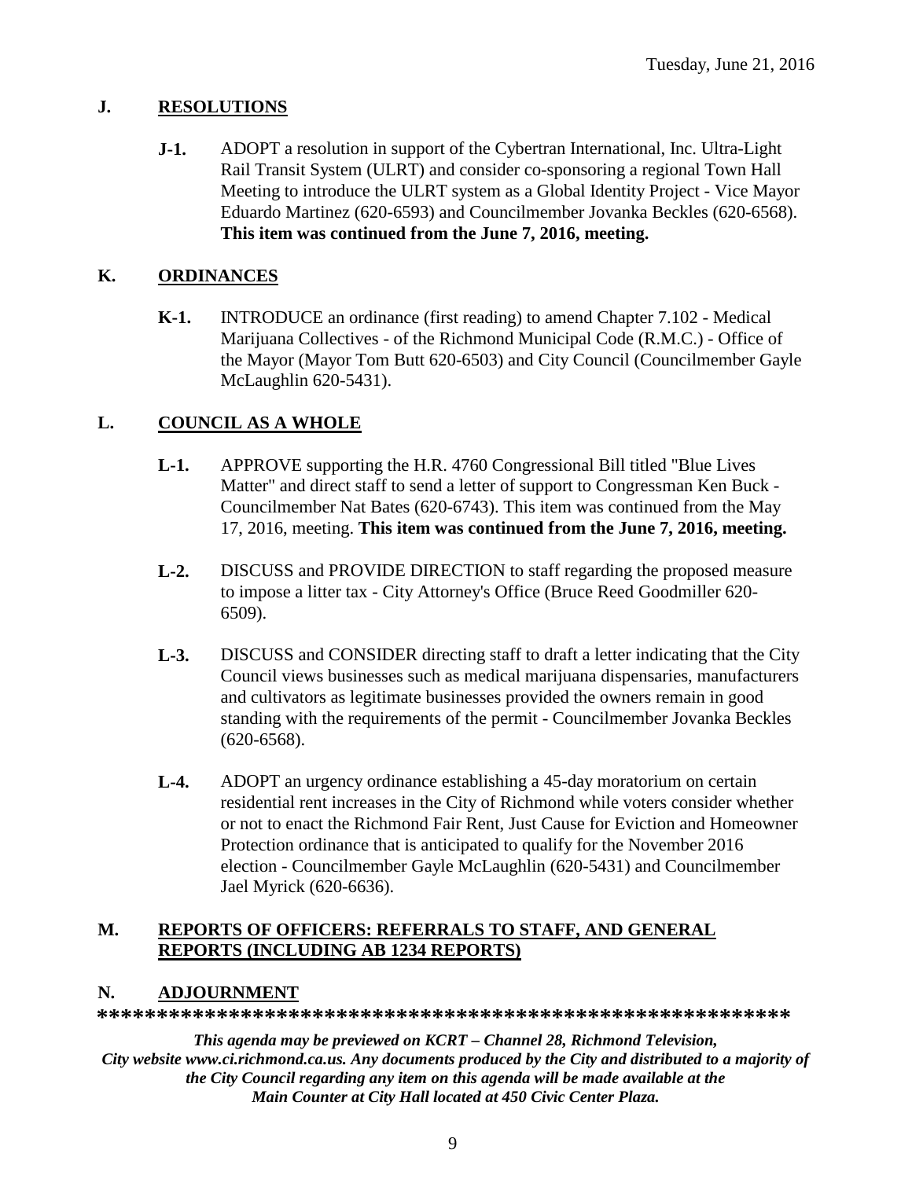Tuesday, June 21, 2016

## J. RESOLUTIONS

**J-1.** ADOPT a resolution in support of the Cybertran International, Inc. Ultra-Light Rail Transit System (ULRT) and consider co-sponsoring a regional Town Hall Meeting to introduce the ULRT system as a Global Identity Project - Vice Mayor Eduardo Martinez (620-6593) and Councilmember Jovanka Beckles (620-6568). **This item was continued from the June 7, 2016, meeting.**

## K. ORDINANCES

**K-1.** INTRODUCE an ordinance (first reading) to amend Chapter 7.102 - Medical Marijuana Collectives - of the Richmond Municipal Code (R.M.C.) - Office of the Mayor (Mayor Tom Butt 620-6503) and City Council (Councilmember Gayle McLaughlin 620-5431).

## L. COUNCIL AS A WHOLE

**L-1.** APPROVE supporting the H.R. 4760 Congressional Bill titled "Blue Lives Matter" and direct staff to send a letter of support to Congressman Ken Buck - Councilmember Nat Bates (620-6743). This item was continued from the May 17, 2016, meeting. **This item was continued from the June 7, 2016, meeting.**

**L-2.** DISCUSS and PROVIDE DIRECTION to staff regarding the proposed measure to impose a litter tax - City Attorney's Office (Bruce Reed Goodmiller 620-6509).

**L-3.** DISCUSS and CONSIDER directing staff to draft a letter indicating that the City Council views businesses such as medical marijuana dispensaries, manufacturers and cultivators as legitimate businesses provided the owners remain in good standing with the requirements of the permit - Councilmember Jovanka Beckles (620-6568).

**L-4.** ADOPT an urgency ordinance establishing a 45-day moratorium on certain residential rent increases in the City of Richmond while voters consider whether or not to enact the Richmond Fair Rent, Just Cause for Eviction and Homeowner Protection ordinance that is anticipated to qualify for the November 2016 election - Councilmember Gayle McLaughlin (620-5431) and Councilmember Jael Myrick (620-6636).

## M. REPORTS OF OFFICERS: REFERRALS TO STAFF, AND GENERAL REPORTS (INCLUDING AB 1234 REPORTS)

## N. ADJOURNMENT

**********************************************************

*This agenda may be previewed on KCRT – Channel 28, Richmond Television, City website www.ci.richmond.ca.us. Any documents produced by the City and distributed to a majority of the City Council regarding any item on this agenda will be made available at the Main Counter at City Hall located at 450 Civic Center Plaza.*